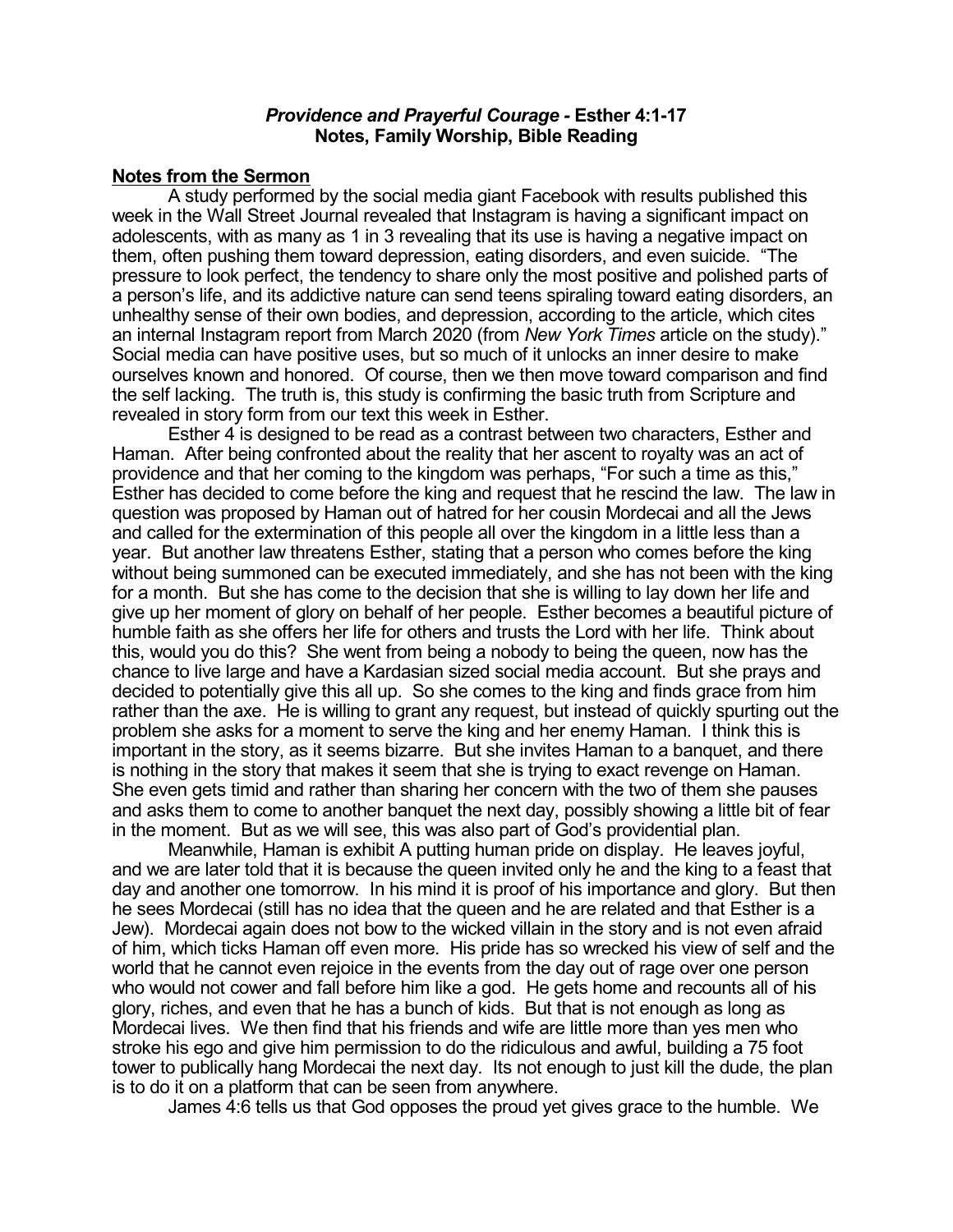## *Providence and Prayerful Courage -* Esther 4:1-17
## Notes, Family Worship, Bible Reading

### Notes from the Sermon

A study performed by the social media giant Facebook with results published this week in the Wall Street Journal revealed that Instagram is having a significant impact on adolescents, with as many as 1 in 3 revealing that its use is having a negative impact on them, often pushing them toward depression, eating disorders, and even suicide. "The pressure to look perfect, the tendency to share only the most positive and polished parts of a person's life, and its addictive nature can send teens spiraling toward eating disorders, an unhealthy sense of their own bodies, and depression, according to the article, which cites an internal Instagram report from March 2020 (from *New York Times* article on the study)." Social media can have positive uses, but so much of it unlocks an inner desire to make ourselves known and honored. Of course, then we then move toward comparison and find the self lacking. The truth is, this study is confirming the basic truth from Scripture and revealed in story form from our text this week in Esther.

Esther 4 is designed to be read as a contrast between two characters, Esther and Haman. After being confronted about the reality that her ascent to royalty was an act of providence and that her coming to the kingdom was perhaps, "For such a time as this," Esther has decided to come before the king and request that he rescind the law. The law in question was proposed by Haman out of hatred for her cousin Mordecai and all the Jews and called for the extermination of this people all over the kingdom in a little less than a year. But another law threatens Esther, stating that a person who comes before the king without being summoned can be executed immediately, and she has not been with the king for a month. But she has come to the decision that she is willing to lay down her life and give up her moment of glory on behalf of her people. Esther becomes a beautiful picture of humble faith as she offers her life for others and trusts the Lord with her life. Think about this, would you do this? She went from being a nobody to being the queen, now has the chance to live large and have a Kardasian sized social media account. But she prays and decided to potentially give this all up. So she comes to the king and finds grace from him rather than the axe. He is willing to grant any request, but instead of quickly spurting out the problem she asks for a moment to serve the king and her enemy Haman. I think this is important in the story, as it seems bizarre. But she invites Haman to a banquet, and there is nothing in the story that makes it seem that she is trying to exact revenge on Haman. She even gets timid and rather than sharing her concern with the two of them she pauses and asks them to come to another banquet the next day, possibly showing a little bit of fear in the moment. But as we will see, this was also part of God's providential plan.

Meanwhile, Haman is exhibit A putting human pride on display. He leaves joyful, and we are later told that it is because the queen invited only he and the king to a feast that day and another one tomorrow. In his mind it is proof of his importance and glory. But then he sees Mordecai (still has no idea that the queen and he are related and that Esther is a Jew). Mordecai again does not bow to the wicked villain in the story and is not even afraid of him, which ticks Haman off even more. His pride has so wrecked his view of self and the world that he cannot even rejoice in the events from the day out of rage over one person who would not cower and fall before him like a god. He gets home and recounts all of his glory, riches, and even that he has a bunch of kids. But that is not enough as long as Mordecai lives. We then find that his friends and wife are little more than yes men who stroke his ego and give him permission to do the ridiculous and awful, building a 75 foot tower to publically hang Mordecai the next day. Its not enough to just kill the dude, the plan is to do it on a platform that can be seen from anywhere.

James 4:6 tells us that God opposes the proud yet gives grace to the humble. We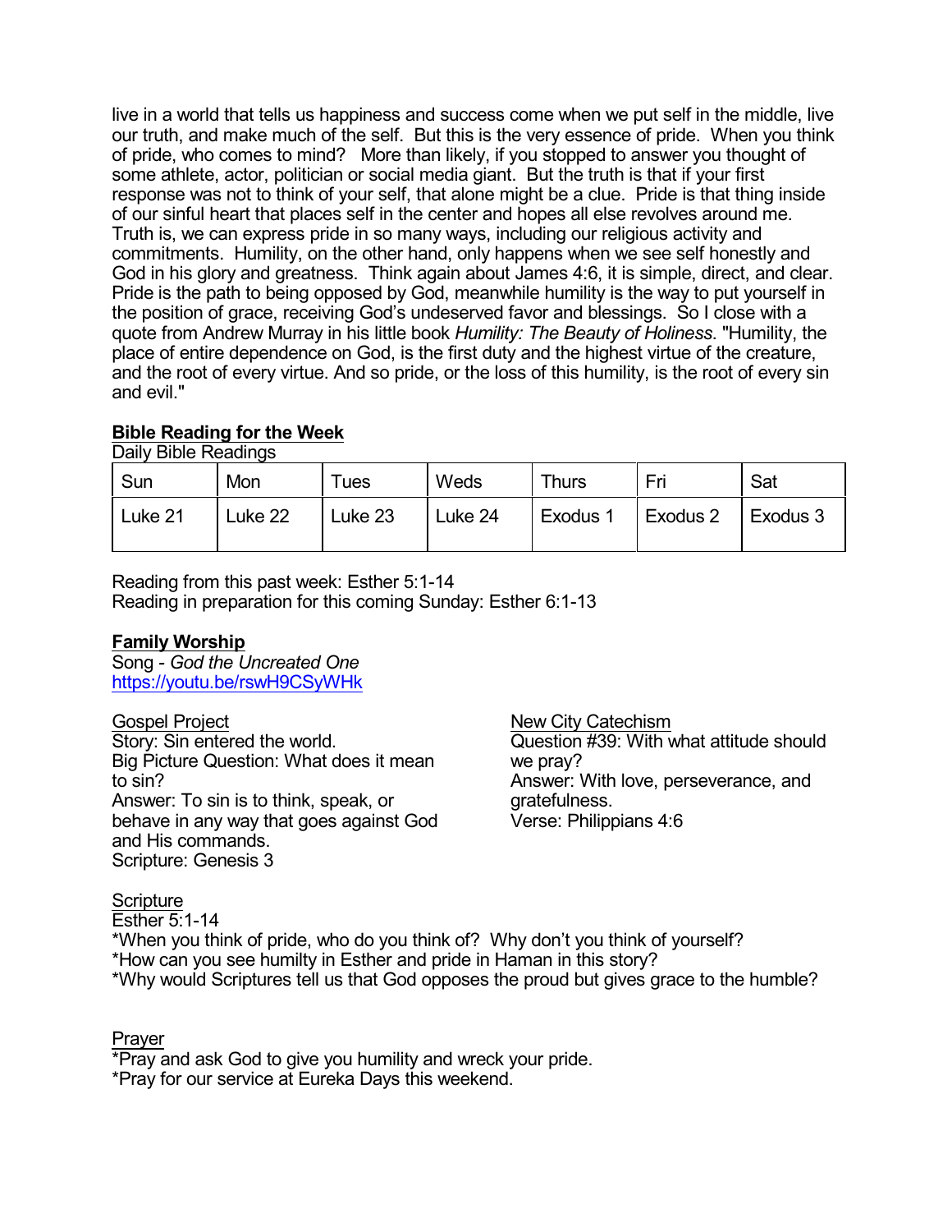live in a world that tells us happiness and success come when we put self in the middle, live our truth, and make much of the self. But this is the very essence of pride. When you think of pride, who comes to mind? More than likely, if you stopped to answer you thought of some athlete, actor, politician or social media giant. But the truth is that if your first response was not to think of your self, that alone might be a clue. Pride is that thing inside of our sinful heart that places self in the center and hopes all else revolves around me. Truth is, we can express pride in so many ways, including our religious activity and commitments. Humility, on the other hand, only happens when we see self honestly and God in his glory and greatness. Think again about James 4:6, it is simple, direct, and clear. Pride is the path to being opposed by God, meanwhile humility is the way to put yourself in the position of grace, receiving God's undeserved favor and blessings. So I close with a quote from Andrew Murray in his little book *Humility: The Beauty of Holiness*. "Humility, the place of entire dependence on God, is the first duty and the highest virtue of the creature, and the root of every virtue. And so pride, or the loss of this humility, is the root of every sin and evil."

**Bible Reading for the Week**

Daily Bible Readings

| Sun | Mon | Tues | Weds | Thurs | Fri | Sat |
|---|---|---|---|---|---|---|
| Luke 21 | Luke 22 | Luke 23 | Luke 24 | Exodus 1 | Exodus 2 | Exodus 3 |

Reading from this past week: Esther 5:1-14
Reading in preparation for this coming Sunday: Esther 6:1-13

**Family Worship**

Song - *God the Uncreated One*
https://youtu.be/rswH9CSyWHk

Gospel Project
Story: Sin entered the world.
Big Picture Question: What does it mean to sin?
Answer: To sin is to think, speak, or behave in any way that goes against God and His commands.
Scripture: Genesis 3

New City Catechism
Question #39: With what attitude should we pray?
Answer: With love, perseverance, and gratefulness.
Verse: Philippians 4:6

Scripture
Esther 5:1-14
*When you think of pride, who do you think of? Why don't you think of yourself?
*How can you see humilty in Esther and pride in Haman in this story?
*Why would Scriptures tell us that God opposes the proud but gives grace to the humble?

Prayer
*Pray and ask God to give you humility and wreck your pride.
*Pray for our service at Eureka Days this weekend.